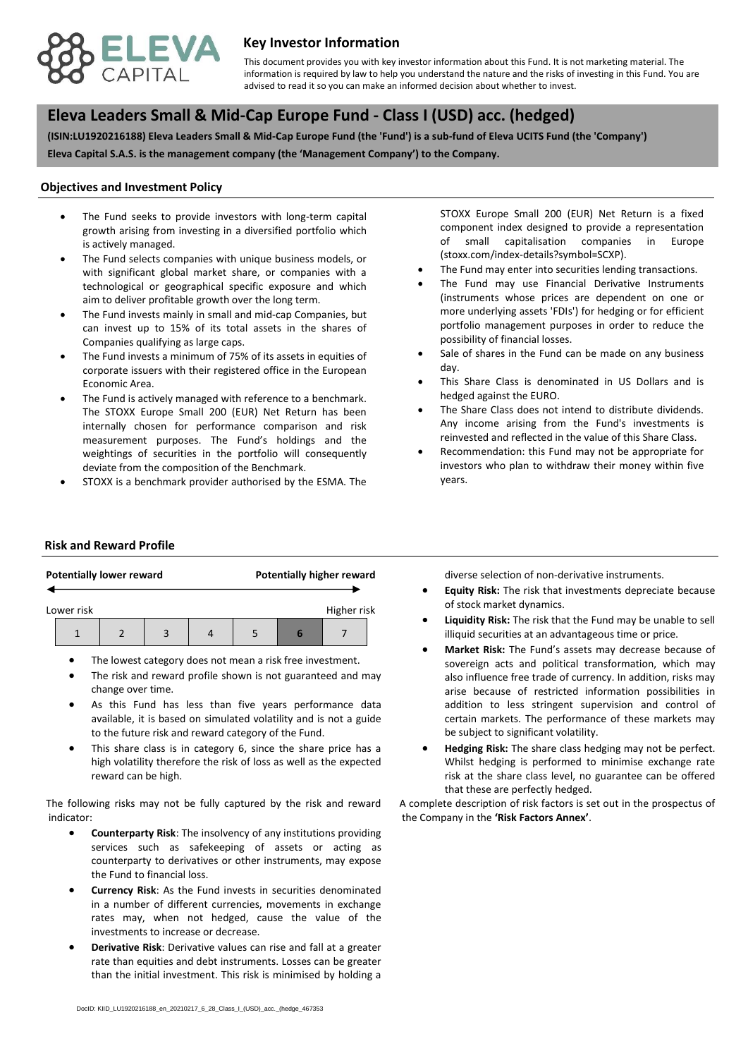# Key Investor Information

This document provides you with key investor information about this Fund. It is not marketing material. The information is required by law to help you understand the nature and the risks of investing in this Fund. You are advised to read it so you can make an informed decision about whether to invest.

## Eleva Leaders Small & Mid-Cap Europe Fund - Class I (USD) acc. (hedged)

**(ISIN:LU1920216188) Eleva Leaders Small & Mid-Cap Europe Fund (the 'Fund') is a sub-fund of Eleva UCITS Fund (the 'Company')**

**Eleva Capital S.A.S. is the management company (the 'Management Company') to the Company.**

### Objectives and Investment Policy

- The Fund seeks to provide investors with long-term capital growth arising from investing in a diversified portfolio which is actively managed.
- The Fund selects companies with unique business models, or with significant global market share, or companies with a technological or geographical specific exposure and which aim to deliver profitable growth over the long term.
- The Fund invests mainly in small and mid-cap Companies, but can invest up to 15% of its total assets in the shares of Companies qualifying as large caps.
- The Fund invests a minimum of 75% of its assets in equities of corporate issuers with their registered office in the European Economic Area.
- The Fund is actively managed with reference to a benchmark. The STOXX Europe Small 200 (EUR) Net Return has been internally chosen for performance comparison and risk measurement purposes. The Fund's holdings and the weightings of securities in the portfolio will consequently deviate from the composition of the Benchmark.
- STOXX is a benchmark provider authorised by the ESMA. The STOXX Europe Small 200 (EUR) Net Return is a fixed component index designed to provide a representation of small capitalisation companies in Europe (stoxx.com/index-details?symbol=SCXP).
- The Fund may enter into securities lending transactions.
- The Fund may use Financial Derivative Instruments (instruments whose prices are dependent on one or more underlying assets 'FDIs') for hedging or for efficient portfolio management purposes in order to reduce the possibility of financial losses.
- Sale of shares in the Fund can be made on any business day.
- This Share Class is denominated in US Dollars and is hedged against the EURO.
- The Share Class does not intend to distribute dividends. Any income arising from the Fund's investments is reinvested and reflected in the value of this Share Class.
- Recommendation: this Fund may not be appropriate for investors who plan to withdraw their money within five years.

### Risk and Reward Profile

**Potentially lower reward** — **Potentially higher reward**

Lower risk — Higher risk

| 1 | 2 | 3 | 4 | 5 | **6** | 7 |
|---|---|---|---|---|---|---|

- The lowest category does not mean a risk free investment.
- The risk and reward profile shown is not guaranteed and may change over time.
- As this Fund has less than five years performance data available, it is based on simulated volatility and is not a guide to the future risk and reward category of the Fund.
- This share class is in category 6, since the share price has a high volatility therefore the risk of loss as well as the expected reward can be high.

The following risks may not be fully captured by the risk and reward indicator:

- **Counterparty Risk**: The insolvency of any institutions providing services such as safekeeping of assets or acting as counterparty to derivatives or other instruments, may expose the Fund to financial loss.
- **Currency Risk**: As the Fund invests in securities denominated in a number of different currencies, movements in exchange rates may, when not hedged, cause the value of the investments to increase or decrease.
- **Derivative Risk**: Derivative values can rise and fall at a greater rate than equities and debt instruments. Losses can be greater than the initial investment. This risk is minimised by holding a diverse selection of non-derivative instruments.
- **Equity Risk:** The risk that investments depreciate because of stock market dynamics.
- **Liquidity Risk:** The risk that the Fund may be unable to sell illiquid securities at an advantageous time or price.
- **Market Risk:** The Fund's assets may decrease because of sovereign acts and political transformation, which may also influence free trade of currency. In addition, risks may arise because of restricted information possibilities in addition to less stringent supervision and control of certain markets. The performance of these markets may be subject to significant volatility.
- **Hedging Risk:** The share class hedging may not be perfect. Whilst hedging is performed to minimise exchange rate risk at the share class level, no guarantee can be offered that these are perfectly hedged.

A complete description of risk factors is set out in the prospectus of the Company in the **'Risk Factors Annex'**.

DocID: KIID_LU1920216188_en_20210217_6_28_Class_I_(USD)_acc._(hedge_467353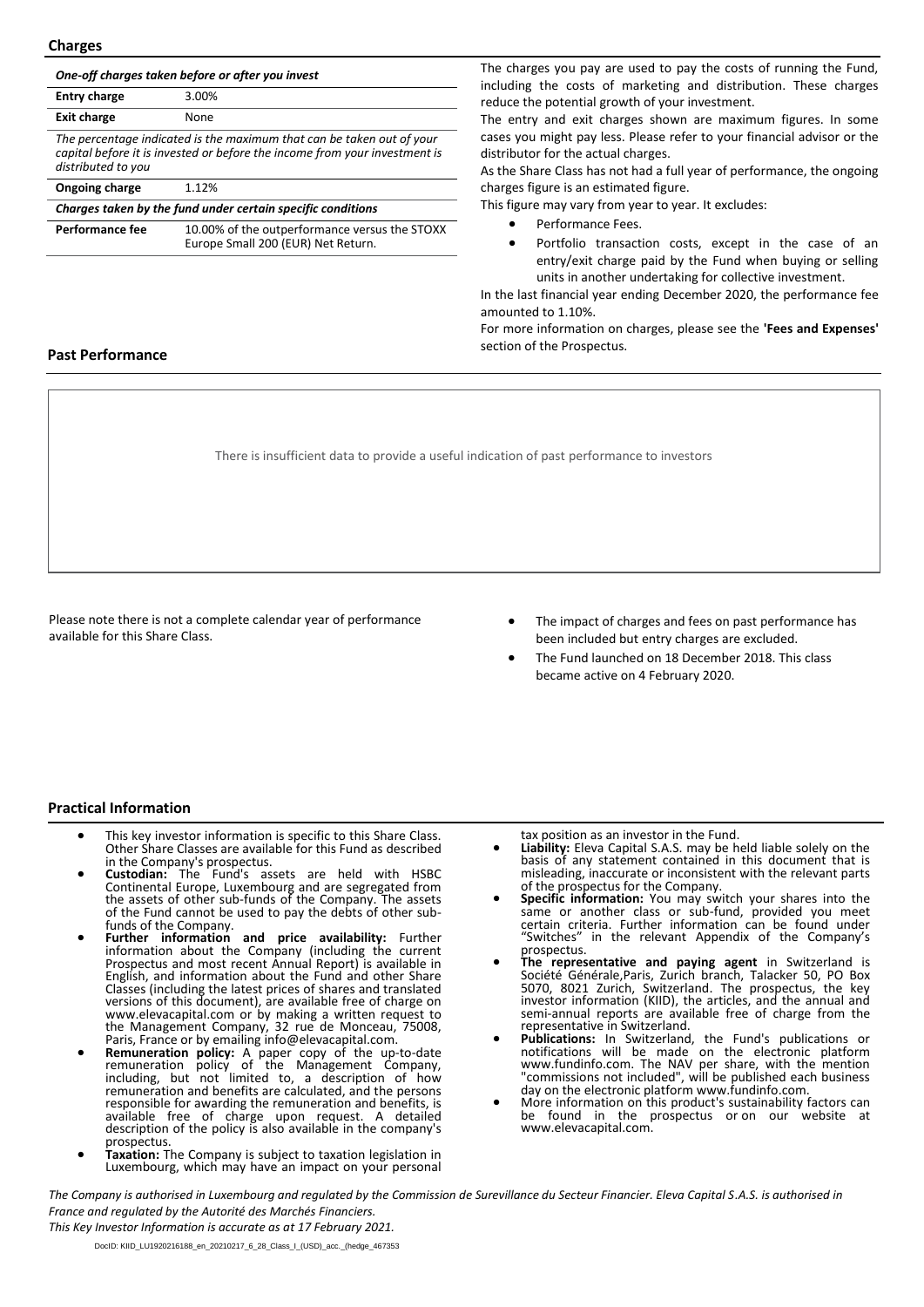## Charges

| One-off charges taken before or after you invest | |
|---|---|
| **Entry charge** | 3.00% |
| **Exit charge** | None |
| *The percentage indicated is the maximum that can be taken out of your capital before it is invested or before the income from your investment is distributed to you* | |
| **Ongoing charge** | 1.12% |
| ***Charges taken by the fund under certain specific conditions*** | |
| **Performance fee** | 10.00% of the outperformance versus the STOXX Europe Small 200 (EUR) Net Return. |

The charges you pay are used to pay the costs of running the Fund, including the costs of marketing and distribution. These charges reduce the potential growth of your investment.

The entry and exit charges shown are maximum figures. In some cases you might pay less. Please refer to your financial advisor or the distributor for the actual charges.

As the Share Class has not had a full year of performance, the ongoing charges figure is an estimated figure.

This figure may vary from year to year. It excludes:

- Performance Fees.
- Portfolio transaction costs, except in the case of an entry/exit charge paid by the Fund when buying or selling units in another undertaking for collective investment.

In the last financial year ending December 2020, the performance fee amounted to 1.10%.

For more information on charges, please see the **'Fees and Expenses'** section of the Prospectus.

## Past Performance

There is insufficient data to provide a useful indication of past performance to investors

Please note there is not a complete calendar year of performance available for this Share Class.

- The impact of charges and fees on past performance has been included but entry charges are excluded.
- The Fund launched on 18 December 2018. This class became active on 4 February 2020.

## Practical Information

- This key investor information is specific to this Share Class. Other Share Classes are available for this Fund as described in the Company's prospectus.
- **Custodian:** The Fund's assets are held with HSBC Continental Europe, Luxembourg and are segregated from the assets of other sub-funds of the Company. The assets of the Fund cannot be used to pay the debts of other sub-funds of the Company.
- **Further information and price availability:** Further information about the Company (including the current Prospectus and most recent Annual Report) is available in English, and information about the Fund and other Share Classes (including the latest prices of shares and translated versions of this document), are available free of charge on www.elevacapital.com or by making a written request to the Management Company, 32 rue de Monceau, 75008, Paris, France or by emailing info@elevacapital.com.
- **Remuneration policy:** A paper copy of the up-to-date remuneration policy of the Management Company, including, but not limited to, a description of how remuneration and benefits are calculated, and the persons responsible for awarding the remuneration and benefits, is available free of charge upon request. A detailed description of the policy is also available in the company's prospectus.
- **Taxation:** The Company is subject to taxation legislation in Luxembourg, which may have an impact on your personal tax position as an investor in the Fund.
- **Liability:** Eleva Capital S.A.S. may be held liable solely on the basis of any statement contained in this document that is misleading, inaccurate or inconsistent with the relevant parts of the prospectus for the Company.
- **Specific information:** You may switch your shares into the same or another class or sub-fund, provided you meet certain criteria. Further information can be found under "Switches" in the relevant Appendix of the Company's prospectus.
- **The representative and paying agent** in Switzerland is Société Générale,Paris, Zurich branch, Talacker 50, PO Box 5070, 8021 Zurich, Switzerland. The prospectus, the key investor information (KIID), the articles, and the annual and semi-annual reports are available free of charge from the representative in Switzerland.
- **Publications:** In Switzerland, the Fund's publications or notifications will be made on the electronic platform www.fundinfo.com. The NAV per share, with the mention "commissions not included", will be published each business day on the electronic platform www.fundinfo.com.
- More information on this product's sustainability factors can be found in the prospectus or on our website at www.elevacapital.com.

*The Company is authorised in Luxembourg and regulated by the Commission de Surevillance du Secteur Financier. Eleva Capital S.A.S. is authorised in France and regulated by the Autorité des Marchés Financiers.*

*This Key Investor Information is accurate as at 17 February 2021.*

DocID: KIID_LU1920216188_en_20210217_6_28_Class_I_(USD)_acc._(hedge_467353